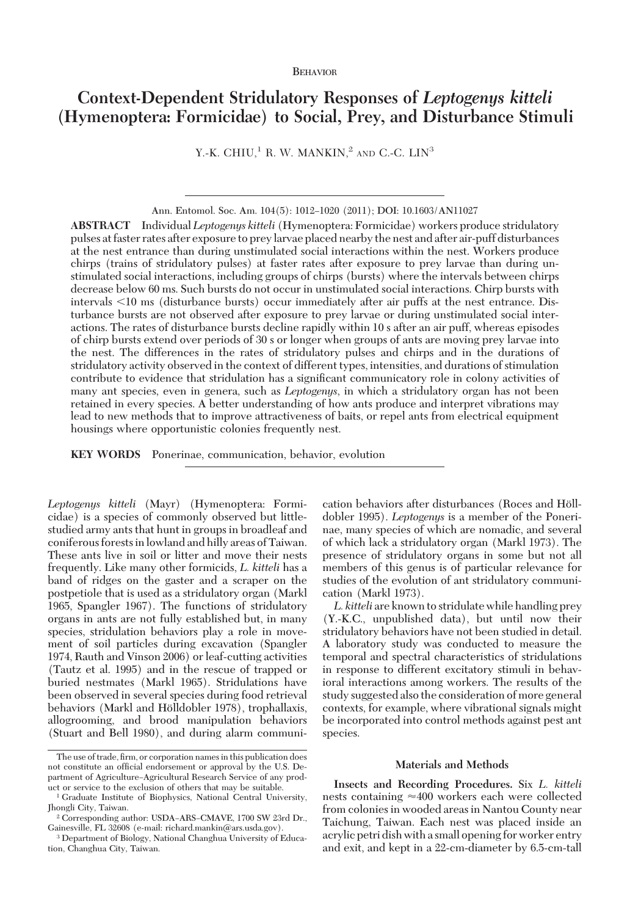Behavior

# Context-Dependent Stridulatory Responses of *Leptogenys kitteli* (Hymenoptera: Formicidae) to Social, Prey, and Disturbance Stimuli

Y.-K. CHIU,[1] R. W. MANKIN,[2] AND C.-C. LIN[3]

Ann. Entomol. Soc. Am. 104(5): 1012–1020 (2011); DOI: 10.1603/AN11027

**ABSTRACT** Individual *Leptogenys kitteli* (Hymenoptera: Formicidae) workers produce stridulatory pulses at faster rates after exposure to prey larvae placed nearby the nest and after air-puff disturbances at the nest entrance than during unstimulated social interactions within the nest. Workers produce chirps (trains of stridulatory pulses) at faster rates after exposure to prey larvae than during unstimulated social interactions, including groups of chirps (bursts) where the intervals between chirps decrease below 60 ms. Such bursts do not occur in unstimulated social interactions. Chirp bursts with intervals <10 ms (disturbance bursts) occur immediately after air puffs at the nest entrance. Disturbance bursts are not observed after exposure to prey larvae or during unstimulated social interactions. The rates of disturbance bursts decline rapidly within 10 s after an air puff, whereas episodes of chirp bursts extend over periods of 30 s or longer when groups of ants are moving prey larvae into the nest. The differences in the rates of stridulatory pulses and chirps and in the durations of stridulatory activity observed in the context of different types, intensities, and durations of stimulation contribute to evidence that stridulation has a significant communicatory role in colony activities of many ant species, even in genera, such as *Leptogenys*, in which a stridulatory organ has not been retained in every species. A better understanding of how ants produce and interpret vibrations may lead to new methods that to improve attractiveness of baits, or repel ants from electrical equipment housings where opportunistic colonies frequently nest.

**KEY WORDS** Ponerinae, communication, behavior, evolution

*Leptogenys kitteli* (Mayr) (Hymenoptera: Formicidae) is a species of commonly observed but little-studied army ants that hunt in groups in broadleaf and coniferous forests in lowland and hilly areas of Taiwan. These ants live in soil or litter and move their nests frequently. Like many other formicids, *L. kitteli* has a band of ridges on the gaster and a scraper on the postpetiole that is used as a stridulatory organ (Markl 1965, Spangler 1967). The functions of stridulatory organs in ants are not fully established but, in many species, stridulation behaviors play a role in movement of soil particles during excavation (Spangler 1974, Rauth and Vinson 2006) or leaf-cutting activities (Tautz et al. 1995) and in the rescue of trapped or buried nestmates (Markl 1965). Stridulations have been observed in several species during food retrieval behaviors (Markl and Hölldobler 1978), trophallaxis, allogrooming, and brood manipulation behaviors (Stuart and Bell 1980), and during alarm communication behaviors after disturbances (Roces and Hölldobler 1995). *Leptogenys* is a member of the Ponerinae, many species of which are nomadic, and several of which lack a stridulatory organ (Markl 1973). The presence of stridulatory organs in some but not all members of this genus is of particular relevance for studies of the evolution of ant stridulatory communication (Markl 1973).

*L. kitteli* are known to stridulate while handling prey (Y.-K.C., unpublished data), but until now their stridulatory behaviors have not been studied in detail. A laboratory study was conducted to measure the temporal and spectral characteristics of stridulations in response to different excitatory stimuli in behavioral interactions among workers. The results of the study suggested also the consideration of more general contexts, for example, where vibrational signals might be incorporated into control methods against pest ant species.

## Materials and Methods

**Insects and Recording Procedures.** Six *L. kitteli* nests containing ≈400 workers each were collected from colonies in wooded areas in Nantou County near Taichung, Taiwan. Each nest was placed inside an acrylic petri dish with a small opening for worker entry and exit, and kept in a 22-cm-diameter by 6.5-cm-tall

---

The use of trade, firm, or corporation names in this publication does not constitute an official endorsement or approval by the U.S. Department of Agriculture–Agricultural Research Service of any product or service to the exclusion of others that may be suitable.

[1] Graduate Institute of Biophysics, National Central University, Jhongli City, Taiwan.

[2] Corresponding author: USDA–ARS–CMAVE, 1700 SW 23rd Dr., Gainesville, FL 32608 (e-mail: richard.mankin@ars.usda.gov).

[3] Department of Biology, National Changhua University of Education, Changhua City, Taiwan.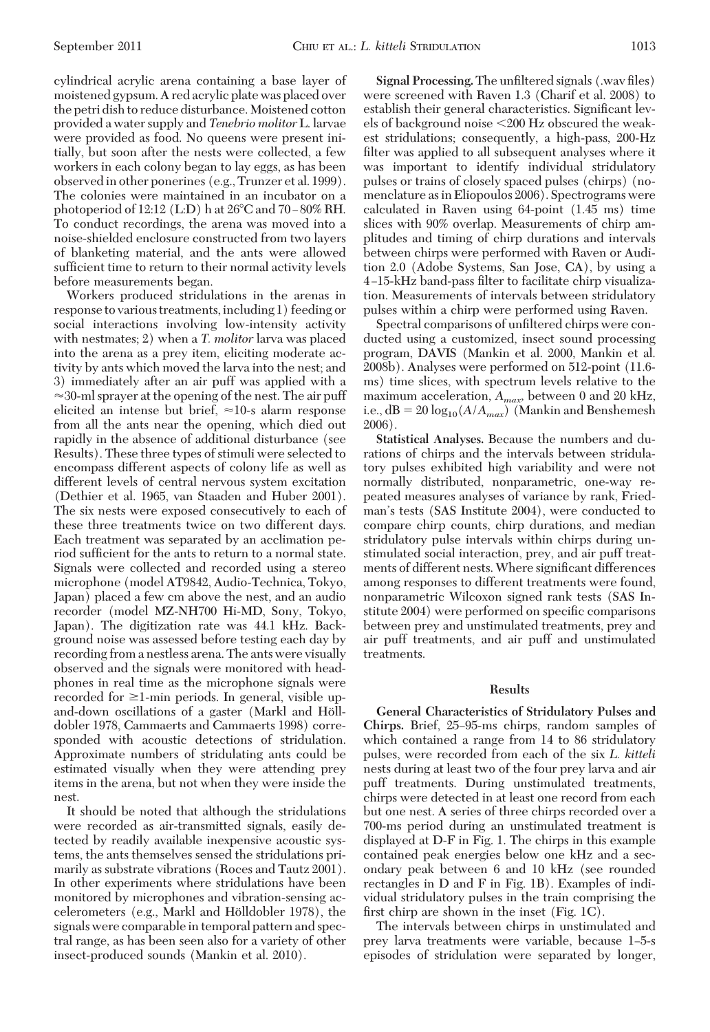cylindrical acrylic arena containing a base layer of moistened gypsum. A red acrylic plate was placed over the petri dish to reduce disturbance. Moistened cotton provided a water supply and *Tenebrio molitor* L. larvae were provided as food. No queens were present initially, but soon after the nests were collected, a few workers in each colony began to lay eggs, as has been observed in other ponerines (e.g., Trunzer et al. 1999). The colonies were maintained in an incubator on a photoperiod of 12:12 (L:D) h at 26°C and 70–80% RH. To conduct recordings, the arena was moved into a noise-shielded enclosure constructed from two layers of blanketing material, and the ants were allowed sufficient time to return to their normal activity levels before measurements began.

Workers produced stridulations in the arenas in response to various treatments, including 1) feeding or social interactions involving low-intensity activity with nestmates; 2) when a *T. molitor* larva was placed into the arena as a prey item, eliciting moderate activity by ants which moved the larva into the nest; and 3) immediately after an air puff was applied with a ≈30-ml sprayer at the opening of the nest. The air puff elicited an intense but brief, ≈10-s alarm response from all the ants near the opening, which died out rapidly in the absence of additional disturbance (see Results). These three types of stimuli were selected to encompass different aspects of colony life as well as different levels of central nervous system excitation (Dethier et al. 1965, van Staaden and Huber 2001). The six nests were exposed consecutively to each of these three treatments twice on two different days. Each treatment was separated by an acclimation period sufficient for the ants to return to a normal state. Signals were collected and recorded using a stereo microphone (model AT9842, Audio-Technica, Tokyo, Japan) placed a few cm above the nest, and an audio recorder (model MZ-NH700 Hi-MD, Sony, Tokyo, Japan). The digitization rate was 44.1 kHz. Background noise was assessed before testing each day by recording from a nestless arena. The ants were visually observed and the signals were monitored with headphones in real time as the microphone signals were recorded for ≥1-min periods. In general, visible up-and-down oscillations of a gaster (Markl and Hölldobler 1978, Cammaerts and Cammaerts 1998) corresponded with acoustic detections of stridulation. Approximate numbers of stridulating ants could be estimated visually when they were attending prey items in the arena, but not when they were inside the nest.

It should be noted that although the stridulations were recorded as air-transmitted signals, easily detected by readily available inexpensive acoustic systems, the ants themselves sensed the stridulations primarily as substrate vibrations (Roces and Tautz 2001). In other experiments where stridulations have been monitored by microphones and vibration-sensing accelerometers (e.g., Markl and Hölldobler 1978), the signals were comparable in temporal pattern and spectral range, as has been seen also for a variety of other insect-produced sounds (Mankin et al. 2010).

**Signal Processing.** The unfiltered signals (.wav files) were screened with Raven 1.3 (Charif et al. 2008) to establish their general characteristics. Significant levels of background noise <200 Hz obscured the weakest stridulations; consequently, a high-pass, 200-Hz filter was applied to all subsequent analyses where it was important to identify individual stridulatory pulses or trains of closely spaced pulses (chirps) (nomenclature as in Eliopoulos 2006). Spectrograms were calculated in Raven using 64-point (1.45 ms) time slices with 90% overlap. Measurements of chirp amplitudes and timing of chirp durations and intervals between chirps were performed with Raven or Audition 2.0 (Adobe Systems, San Jose, CA), by using a 4–15-kHz band-pass filter to facilitate chirp visualization. Measurements of intervals between stridulatory pulses within a chirp were performed using Raven.

Spectral comparisons of unfiltered chirps were conducted using a customized, insect sound processing program, DAVIS (Mankin et al. 2000, Mankin et al. 2008b). Analyses were performed on 512-point (11.6-ms) time slices, with spectrum levels relative to the maximum acceleration, $A_{max}$, between 0 and 20 kHz, i.e., $dB = 20 \log_{10}(A/A_{max})$ (Mankin and Benshemesh 2006).

**Statistical Analyses.** Because the numbers and durations of chirps and the intervals between stridulatory pulses exhibited high variability and were not normally distributed, nonparametric, one-way repeated measures analyses of variance by rank, Friedman's tests (SAS Institute 2004), were conducted to compare chirp counts, chirp durations, and median stridulatory pulse intervals within chirps during unstimulated social interaction, prey, and air puff treatments of different nests. Where significant differences among responses to different treatments were found, nonparametric Wilcoxon signed rank tests (SAS Institute 2004) were performed on specific comparisons between prey and unstimulated treatments, prey and air puff treatments, and air puff and unstimulated treatments.

## Results

**General Characteristics of Stridulatory Pulses and Chirps.** Brief, 25–95-ms chirps, random samples of which contained a range from 14 to 86 stridulatory pulses, were recorded from each of the six *L. kitteli* nests during at least two of the four prey larva and air puff treatments. During unstimulated treatments, chirps were detected in at least one record from each but one nest. A series of three chirps recorded over a 700-ms period during an unstimulated treatment is displayed at D-F in Fig. 1. The chirps in this example contained peak energies below one kHz and a secondary peak between 6 and 10 kHz (see rounded rectangles in D and F in Fig. 1B). Examples of individual stridulatory pulses in the train comprising the first chirp are shown in the inset (Fig. 1C).

The intervals between chirps in unstimulated and prey larva treatments were variable, because 1–5-s episodes of stridulation were separated by longer,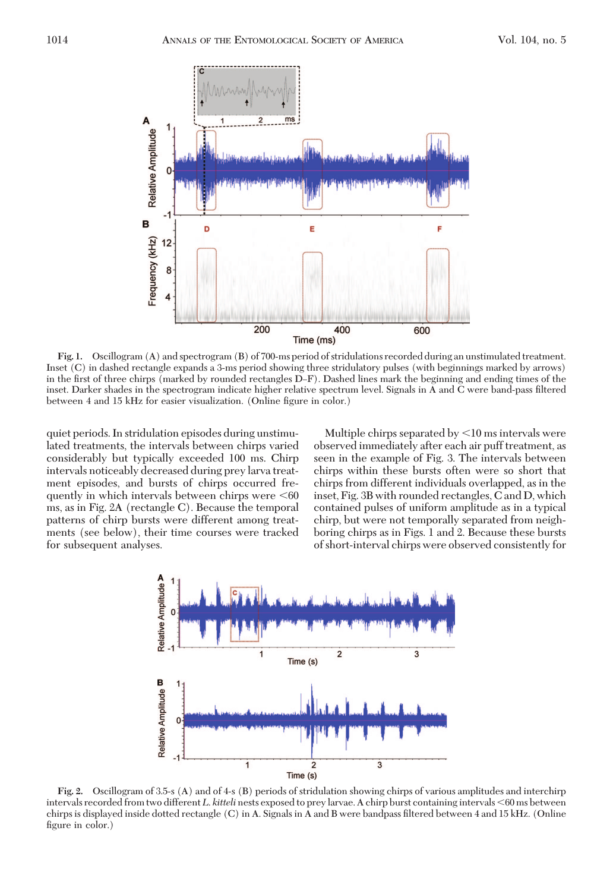Fig. 1. Oscillogram (A) and spectrogram (B) of 700-ms period of stridulations recorded during an unstimulated treatment. Inset (C) in dashed rectangle expands a 3-ms period showing three stridulatory pulses (with beginnings marked by arrows) in the first of three chirps (marked by rounded rectangles D–F). Dashed lines mark the beginning and ending times of the inset. Darker shades in the spectrogram indicate higher relative spectrum level. Signals in A and C were band-pass filtered between 4 and 15 kHz for easier visualization. (Online figure in color.)

quiet periods. In stridulation episodes during unstimulated treatments, the intervals between chirps varied considerably but typically exceeded 100 ms. Chirp intervals noticeably decreased during prey larva treatment episodes, and bursts of chirps occurred frequently in which intervals between chirps were <60 ms, as in Fig. 2A (rectangle C). Because the temporal patterns of chirp bursts were different among treatments (see below), their time courses were tracked for subsequent analyses.

Multiple chirps separated by <10 ms intervals were observed immediately after each air puff treatment, as seen in the example of Fig. 3. The intervals between chirps within these bursts often were so short that chirps from different individuals overlapped, as in the inset, Fig. 3B with rounded rectangles, C and D, which contained pulses of uniform amplitude as in a typical chirp, but were not temporally separated from neighboring chirps as in Figs. 1 and 2. Because these bursts of short-interval chirps were observed consistently for

Fig. 2. Oscillogram of 3.5-s (A) and of 4-s (B) periods of stridulation showing chirps of various amplitudes and interchirp intervals recorded from two different *L. kitteli* nests exposed to prey larvae. A chirp burst containing intervals <60 ms between chirps is displayed inside dotted rectangle (C) in A. Signals in A and B were bandpass filtered between 4 and 15 kHz. (Online figure in color.)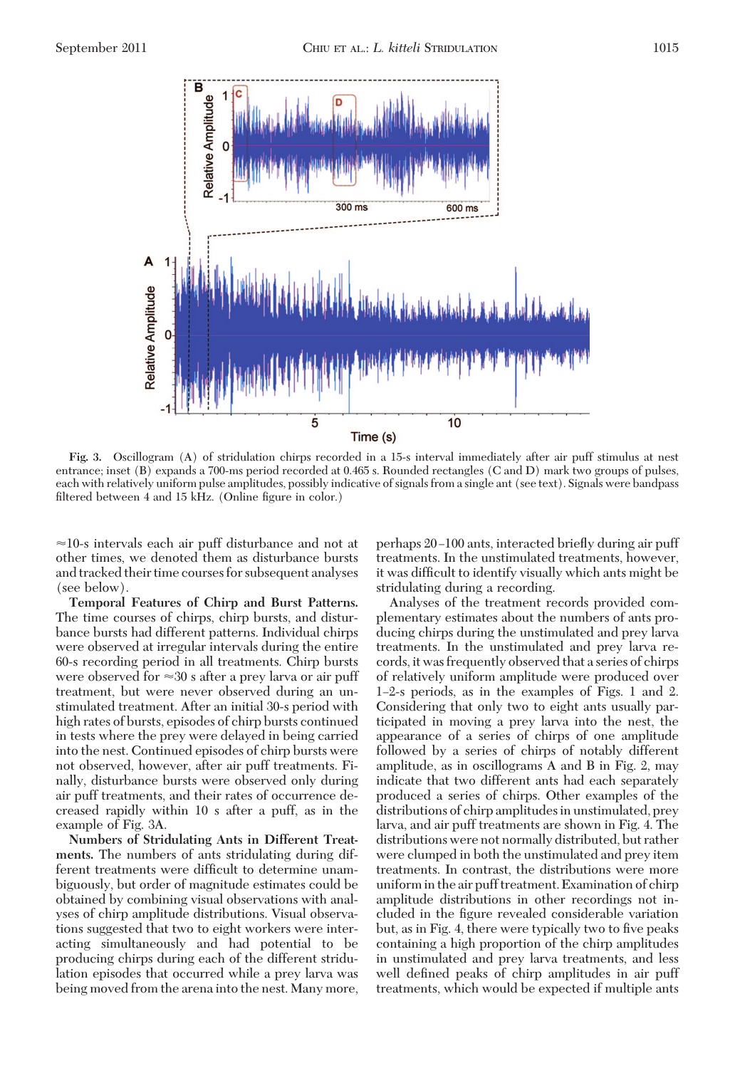Fig. 3. Oscillogram (A) of stridulation chirps recorded in a 15-s interval immediately after air puff stimulus at nest entrance; inset (B) expands a 700-ms period recorded at 0.465 s. Rounded rectangles (C and D) mark two groups of pulses, each with relatively uniform pulse amplitudes, possibly indicative of signals from a single ant (see text). Signals were bandpass filtered between 4 and 15 kHz. (Online figure in color.)

≈10-s intervals each air puff disturbance and not at other times, we denoted them as disturbance bursts and tracked their time courses for subsequent analyses (see below).

**Temporal Features of Chirp and Burst Patterns.** The time courses of chirps, chirp bursts, and disturbance bursts had different patterns. Individual chirps were observed at irregular intervals during the entire 60-s recording period in all treatments. Chirp bursts were observed for ≈30 s after a prey larva or air puff treatment, but were never observed during an unstimulated treatment. After an initial 30-s period with high rates of bursts, episodes of chirp bursts continued in tests where the prey were delayed in being carried into the nest. Continued episodes of chirp bursts were not observed, however, after air puff treatments. Finally, disturbance bursts were observed only during air puff treatments, and their rates of occurrence decreased rapidly within 10 s after a puff, as in the example of Fig. 3A.

**Numbers of Stridulating Ants in Different Treatments.** The numbers of ants stridulating during different treatments were difficult to determine unambiguously, but order of magnitude estimates could be obtained by combining visual observations with analyses of chirp amplitude distributions. Visual observations suggested that two to eight workers were interacting simultaneously and had potential to be producing chirps during each of the different stridulation episodes that occurred while a prey larva was being moved from the arena into the nest. Many more, perhaps 20–100 ants, interacted briefly during air puff treatments. In the unstimulated treatments, however, it was difficult to identify visually which ants might be stridulating during a recording.

Analyses of the treatment records provided complementary estimates about the numbers of ants producing chirps during the unstimulated and prey larva treatments. In the unstimulated and prey larva records, it was frequently observed that a series of chirps of relatively uniform amplitude were produced over 1–2-s periods, as in the examples of Figs. 1 and 2. Considering that only two to eight ants usually participated in moving a prey larva into the nest, the appearance of a series of chirps of one amplitude followed by a series of chirps of notably different amplitude, as in oscillograms A and B in Fig. 2, may indicate that two different ants had each separately produced a series of chirps. Other examples of the distributions of chirp amplitudes in unstimulated, prey larva, and air puff treatments are shown in Fig. 4. The distributions were not normally distributed, but rather were clumped in both the unstimulated and prey item treatments. In contrast, the distributions were more uniform in the air puff treatment. Examination of chirp amplitude distributions in other recordings not included in the figure revealed considerable variation but, as in Fig. 4, there were typically two to five peaks containing a high proportion of the chirp amplitudes in unstimulated and prey larva treatments, and less well defined peaks of chirp amplitudes in air puff treatments, which would be expected if multiple ants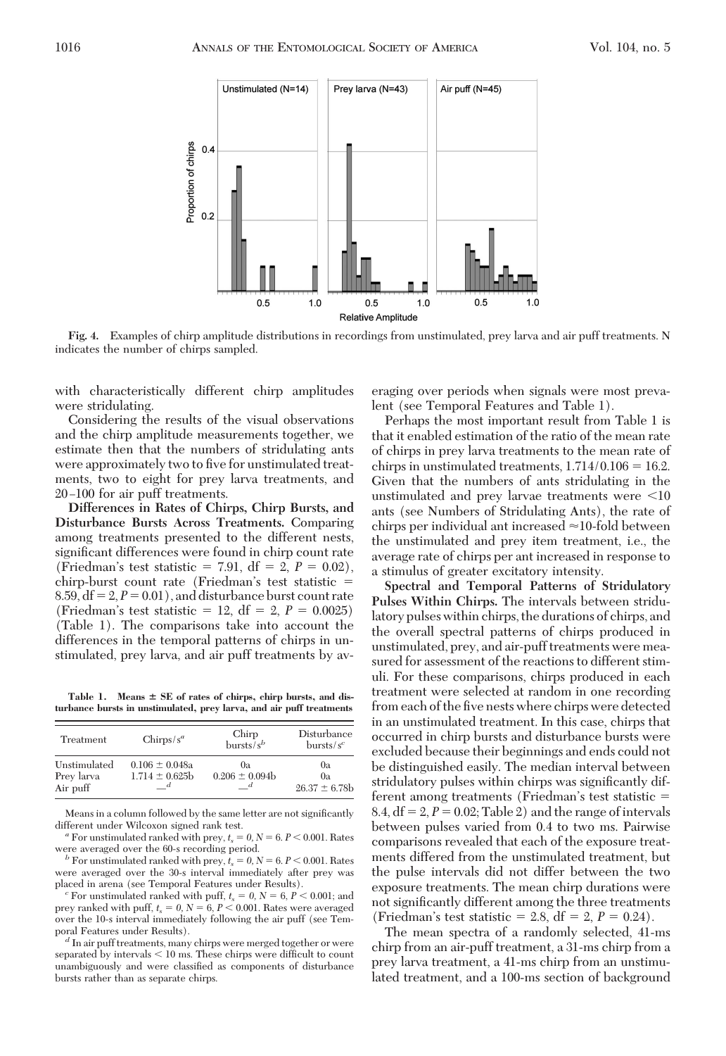**Fig. 4.** Examples of chirp amplitude distributions in recordings from unstimulated, prey larva and air puff treatments. N indicates the number of chirps sampled.

with characteristically different chirp amplitudes were stridulating.

Considering the results of the visual observations and the chirp amplitude measurements together, we estimate then that the numbers of stridulating ants were approximately two to five for unstimulated treatments, two to eight for prey larva treatments, and 20–100 for air puff treatments.

**Differences in Rates of Chirps, Chirp Bursts, and Disturbance Bursts Across Treatments.** Comparing among treatments presented to the different nests, significant differences were found in chirp count rate (Friedman's test statistic = 7.91, df = 2, $P = 0.02$), chirp-burst count rate (Friedman's test statistic = 8.59, df = 2, $P = 0.01$), and disturbance burst count rate (Friedman's test statistic = 12, df = 2, $P = 0.0025$) (Table 1). The comparisons take into account the differences in the temporal patterns of chirps in unstimulated, prey larva, and air puff treatments by averaging over periods when signals were most prevalent (see Temporal Features and Table 1).

**Table 1. Means ± SE of rates of chirps, chirp bursts, and disturbance bursts in unstimulated, prey larva, and air puff treatments**

| Treatment | Chirps/s[a] | Chirp bursts/s[b] | Disturbance bursts/s[c] |
|---|---|---|---|
| Unstimulated | 0.106 ± 0.048a | 0a | 0a |
| Prey larva | 1.714 ± 0.625b | 0.206 ± 0.094b | 0a |
| Air puff | —[d] | —[d] | 26.37 ± 6.78b |

Means in a column followed by the same letter are not significantly different under Wilcoxon signed rank test.

[a] For unstimulated ranked with prey, $t_s = 0$, $N = 6$. $P < 0.001$. Rates were averaged over the 60-s recording period.

[b] For unstimulated ranked with prey, $t_s = 0$, $N = 6$. $P < 0.001$. Rates were averaged over the 30-s interval immediately after prey was placed in arena (see Temporal Features under Results).

[c] For unstimulated ranked with puff, $t_s = 0$, $N = 6$, $P < 0.001$; and prey ranked with puff, $t_s = 0$, $N = 6$, $P < 0.001$. Rates were averaged over the 10-s interval immediately following the air puff (see Temporal Features under Results).

[d] In air puff treatments, many chirps were merged together or were separated by intervals < 10 ms. These chirps were difficult to count unambiguously and were classified as components of disturbance bursts rather than as separate chirps.

Perhaps the most important result from Table 1 is that it enabled estimation of the ratio of the mean rate of chirps in prey larva treatments to the mean rate of chirps in unstimulated treatments, $1.714/0.106 = 16.2$. Given that the numbers of ants stridulating in the unstimulated and prey larvae treatments were <10 ants (see Numbers of Stridulating Ants), the rate of chirps per individual ant increased ≈10-fold between the unstimulated and prey item treatment, i.e., the average rate of chirps per ant increased in response to a stimulus of greater excitatory intensity.

**Spectral and Temporal Patterns of Stridulatory Pulses Within Chirps.** The intervals between stridulatory pulses within chirps, the durations of chirps, and the overall spectral patterns of chirps produced in unstimulated, prey, and air-puff treatments were measured for assessment of the reactions to different stimuli. For these comparisons, chirps produced in each treatment were selected at random in one recording from each of the five nests where chirps were detected in an unstimulated treatment. In this case, chirps that occurred in chirp bursts and disturbance bursts were excluded because their beginnings and ends could not be distinguished easily. The median interval between stridulatory pulses within chirps was significantly different among treatments (Friedman's test statistic = 8.4, df = 2, $P = 0.02$; Table 2) and the range of intervals between pulses varied from 0.4 to two ms. Pairwise comparisons revealed that each of the exposure treatments differed from the unstimulated treatment, but the pulse intervals did not differ between the two exposure treatments. The mean chirp durations were not significantly different among the three treatments (Friedman's test statistic = 2.8, df = 2, $P = 0.24$).

The mean spectra of a randomly selected, 41-ms chirp from an air-puff treatment, a 31-ms chirp from a prey larva treatment, a 41-ms chirp from an unstimulated treatment, and a 100-ms section of background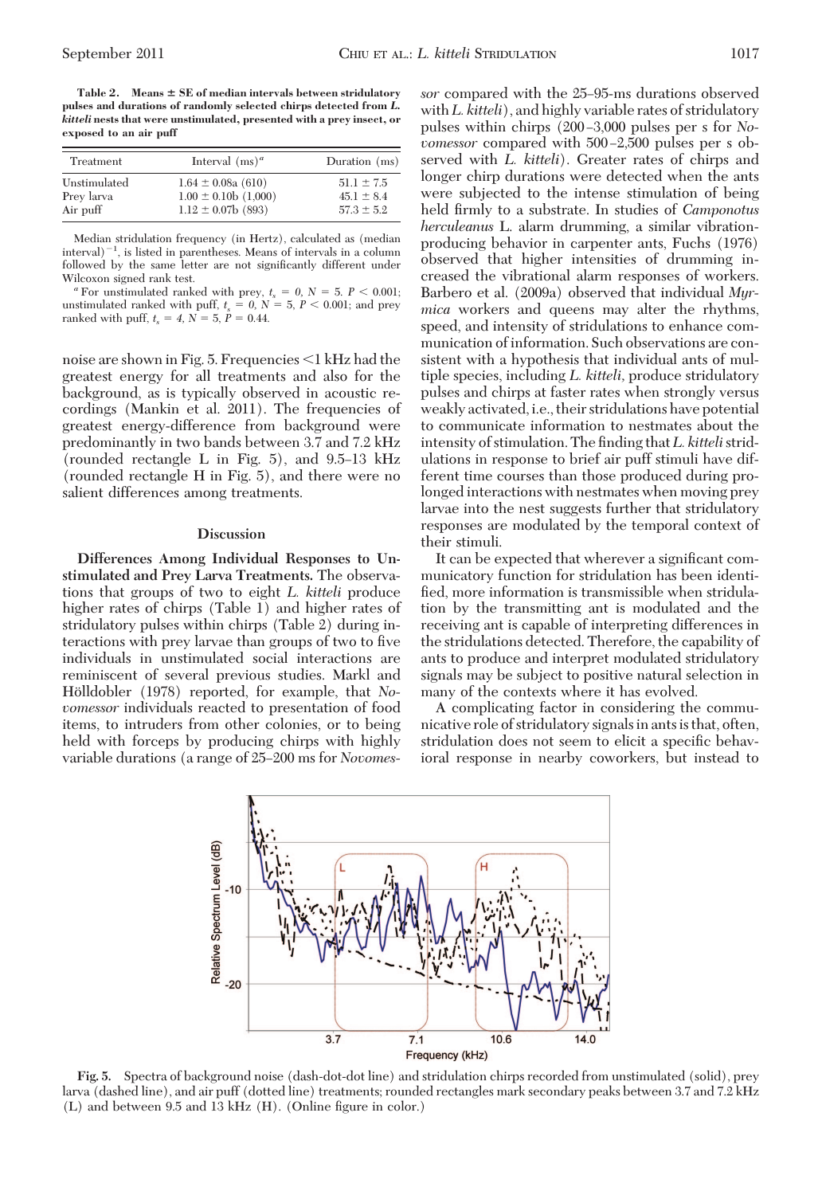**Table 2. Means ± SE of median intervals between stridulatory pulses and durations of randomly selected chirps detected from *L. kitteli* nests that were unstimulated, presented with a prey insect, or exposed to an air puff**

| Treatment | Interval (ms)[a] | Duration (ms) |
|---|---|---|
| Unstimulated | 1.64 ± 0.08a (610) | 51.1 ± 7.5 |
| Prey larva | 1.00 ± 0.10b (1,000) | 45.1 ± 8.4 |
| Air puff | 1.12 ± 0.07b (893) | 57.3 ± 5.2 |

Median stridulation frequency (in Hertz), calculated as (median interval)$^{-1}$, is listed in parentheses. Means of intervals in a column followed by the same letter are not significantly different under Wilcoxon signed rank test.

[a] For unstimulated ranked with prey, $t_s = 0$, $N = 5$, $P < 0.001$; unstimulated ranked with puff, $t_s = 0$, $N = 5$, $P < 0.001$; and prey ranked with puff, $t_s = 4$, $N = 5$, $P = 0.44$.

noise are shown in Fig. 5. Frequencies <1 kHz had the greatest energy for all treatments and also for the background, as is typically observed in acoustic recordings (Mankin et al. 2011). The frequencies of greatest energy-difference from background were predominantly in two bands between 3.7 and 7.2 kHz (rounded rectangle L in Fig. 5), and 9.5–13 kHz (rounded rectangle H in Fig. 5), and there were no salient differences among treatments.

## Discussion

**Differences Among Individual Responses to Unstimulated and Prey Larva Treatments.** The observations that groups of two to eight *L. kitteli* produce higher rates of chirps (Table 1) and higher rates of stridulatory pulses within chirps (Table 2) during interactions with prey larvae than groups of two to five individuals in unstimulated social interactions are reminiscent of several previous studies. Markl and Hölldobler (1978) reported, for example, that *Novomessor* individuals reacted to presentation of food items, to intruders from other colonies, or to being held with forceps by producing chirps with highly variable durations (a range of 25–200 ms for *Novomessor* compared with the 25–95-ms durations observed with *L. kitteli*), and highly variable rates of stridulatory pulses within chirps (200–3,000 pulses per s for *Novomessor* compared with 500–2,500 pulses per s observed with *L. kitteli*). Greater rates of chirps and longer chirp durations were detected when the ants were subjected to the intense stimulation of being held firmly to a substrate. In studies of *Camponotus herculeanus* L. alarm drumming, a similar vibration-producing behavior in carpenter ants, Fuchs (1976) observed that higher intensities of drumming increased the vibrational alarm responses of workers. Barbero et al. (2009a) observed that individual *Myrmica* workers and queens may alter the rhythms, speed, and intensity of stridulations to enhance communication of information. Such observations are consistent with a hypothesis that individual ants of multiple species, including *L. kitteli*, produce stridulatory pulses and chirps at faster rates when strongly versus weakly activated, i.e., their stridulations have potential to communicate information to nestmates about the intensity of stimulation. The finding that *L. kitteli* stridulations in response to brief air puff stimuli have different time courses than those produced during prolonged interactions with nestmates when moving prey larvae into the nest suggests further that stridulatory responses are modulated by the temporal context of their stimuli.

It can be expected that wherever a significant communicatory function for stridulation has been identified, more information is transmissible when stridulation by the transmitting ant is modulated and the receiving ant is capable of interpreting differences in the stridulations detected. Therefore, the capability of ants to produce and interpret modulated stridulatory signals may be subject to positive natural selection in many of the contexts where it has evolved.

A complicating factor in considering the communicative role of stridulatory signals in ants is that, often, stridulation does not seem to elicit a specific behavioral response in nearby coworkers, but instead to

**Fig. 5.** Spectra of background noise (dash-dot-dot line) and stridulation chirps recorded from unstimulated (solid), prey larva (dashed line), and air puff (dotted line) treatments; rounded rectangles mark secondary peaks between 3.7 and 7.2 kHz (L) and between 9.5 and 13 kHz (H). (Online figure in color.)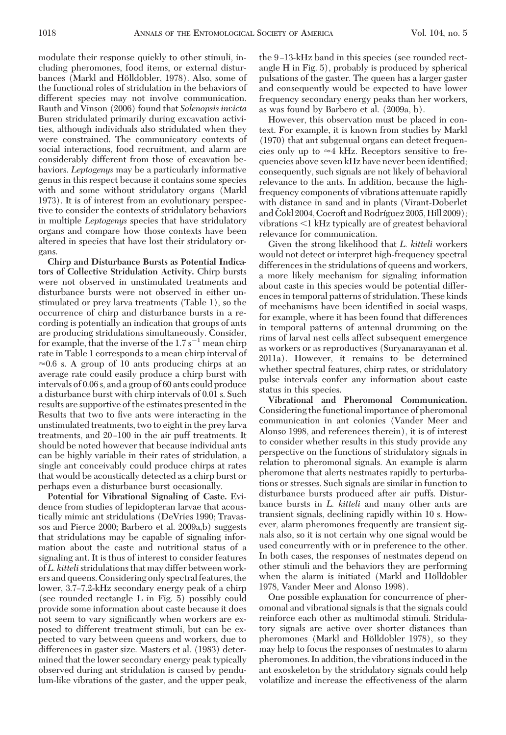modulate their response quickly to other stimuli, including pheromones, food items, or external disturbances (Markl and Hölldobler, 1978). Also, some of the functional roles of stridulation in the behaviors of different species may not involve communication. Rauth and Vinson (2006) found that *Solenopsis invicta* Buren stridulated primarily during excavation activities, although individuals also stridulated when they were constrained. The communicatory contexts of social interactions, food recruitment, and alarm are considerably different from those of excavation behaviors. *Leptogenys* may be a particularly informative genus in this respect because it contains some species with and some without stridulatory organs (Markl 1973). It is of interest from an evolutionary perspective to consider the contexts of stridulatory behaviors in multiple *Leptogenys* species that have stridulatory organs and compare how those contexts have been altered in species that have lost their stridulatory organs.

**Chirp and Disturbance Bursts as Potential Indicators of Collective Stridulation Activity.** Chirp bursts were not observed in unstimulated treatments and disturbance bursts were not observed in either unstimulated or prey larva treatments (Table 1), so the occurrence of chirp and disturbance bursts in a recording is potentially an indication that groups of ants are producing stridulations simultaneously. Consider, for example, that the inverse of the $1.7\ s^{-1}$ mean chirp rate in Table 1 corresponds to a mean chirp interval of $\approx$0.6 s. A group of 10 ants producing chirps at an average rate could easily produce a chirp burst with intervals of 0.06 s, and a group of 60 ants could produce a disturbance burst with chirp intervals of 0.01 s. Such results are supportive of the estimates presented in the Results that two to five ants were interacting in the unstimulated treatments, two to eight in the prey larva treatments, and 20–100 in the air puff treatments. It should be noted however that because individual ants can be highly variable in their rates of stridulation, a single ant conceivably could produce chirps at rates that would be acoustically detected as a chirp burst or perhaps even a disturbance burst occasionally.

**Potential for Vibrational Signaling of Caste.** Evidence from studies of lepidopteran larvae that acoustically mimic ant stridulations (DeVries 1990; Travassos and Pierce 2000; Barbero et al. 2009a,b) suggests that stridulations may be capable of signaling information about the caste and nutritional status of a signaling ant. It is thus of interest to consider features of *L. kitteli* stridulations that may differ between workers and queens. Considering only spectral features, the lower, 3.7–7.2-kHz secondary energy peak of a chirp (see rounded rectangle L in Fig. 5) possibly could provide some information about caste because it does not seem to vary significantly when workers are exposed to different treatment stimuli, but can be expected to vary between queens and workers, due to differences in gaster size. Masters et al. (1983) determined that the lower secondary energy peak typically observed during ant stridulation is caused by pendulum-like vibrations of the gaster, and the upper peak, the 9–13-kHz band in this species (see rounded rectangle H in Fig. 5), probably is produced by spherical pulsations of the gaster. The queen has a larger gaster and consequently would be expected to have lower frequency secondary energy peaks than her workers, as was found by Barbero et al. (2009a, b).

However, this observation must be placed in context. For example, it is known from studies by Markl (1970) that ant subgenual organs can detect frequencies only up to $\approx$4 kHz. Receptors sensitive to frequencies above seven kHz have never been identified; consequently, such signals are not likely of behavioral relevance to the ants. In addition, because the high-frequency components of vibrations attenuate rapidly with distance in sand and in plants (Virant-Doberlet and Čokl 2004, Cocroft and Rodríguez 2005, Hill 2009); vibrations <1 kHz typically are of greatest behavioral relevance for communication.

Given the strong likelihood that *L. kitteli* workers would not detect or interpret high-frequency spectral differences in the stridulations of queens and workers, a more likely mechanism for signaling information about caste in this species would be potential differences in temporal patterns of stridulation. These kinds of mechanisms have been identified in social wasps, for example, where it has been found that differences in temporal patterns of antennal drumming on the rims of larval nest cells affect subsequent emergence as workers or as reproductives (Suryanarayanan et al. 2011a). However, it remains to be determined whether spectral features, chirp rates, or stridulatory pulse intervals confer any information about caste status in this species.

**Vibrational and Pheromonal Communication.** Considering the functional importance of pheromonal communication in ant colonies (Vander Meer and Alonso 1998, and references therein), it is of interest to consider whether results in this study provide any perspective on the functions of stridulatory signals in relation to pheromonal signals. An example is alarm pheromone that alerts nestmates rapidly to perturbations or stresses. Such signals are similar in function to disturbance bursts produced after air puffs. Disturbance bursts in *L. kitteli* and many other ants are transient signals, declining rapidly within 10 s. However, alarm pheromones frequently are transient signals also, so it is not certain why one signal would be used concurrently with or in preference to the other. In both cases, the responses of nestmates depend on other stimuli and the behaviors they are performing when the alarm is initiated (Markl and Hölldobler 1978, Vander Meer and Alonso 1998).

One possible explanation for concurrence of pheromonal and vibrational signals is that the signals could reinforce each other as multimodal stimuli. Stridulatory signals are active over shorter distances than pheromones (Markl and Hölldobler 1978), so they may help to focus the responses of nestmates to alarm pheromones. In addition, the vibrations induced in the ant exoskeleton by the stridulatory signals could help volatilize and increase the effectiveness of the alarm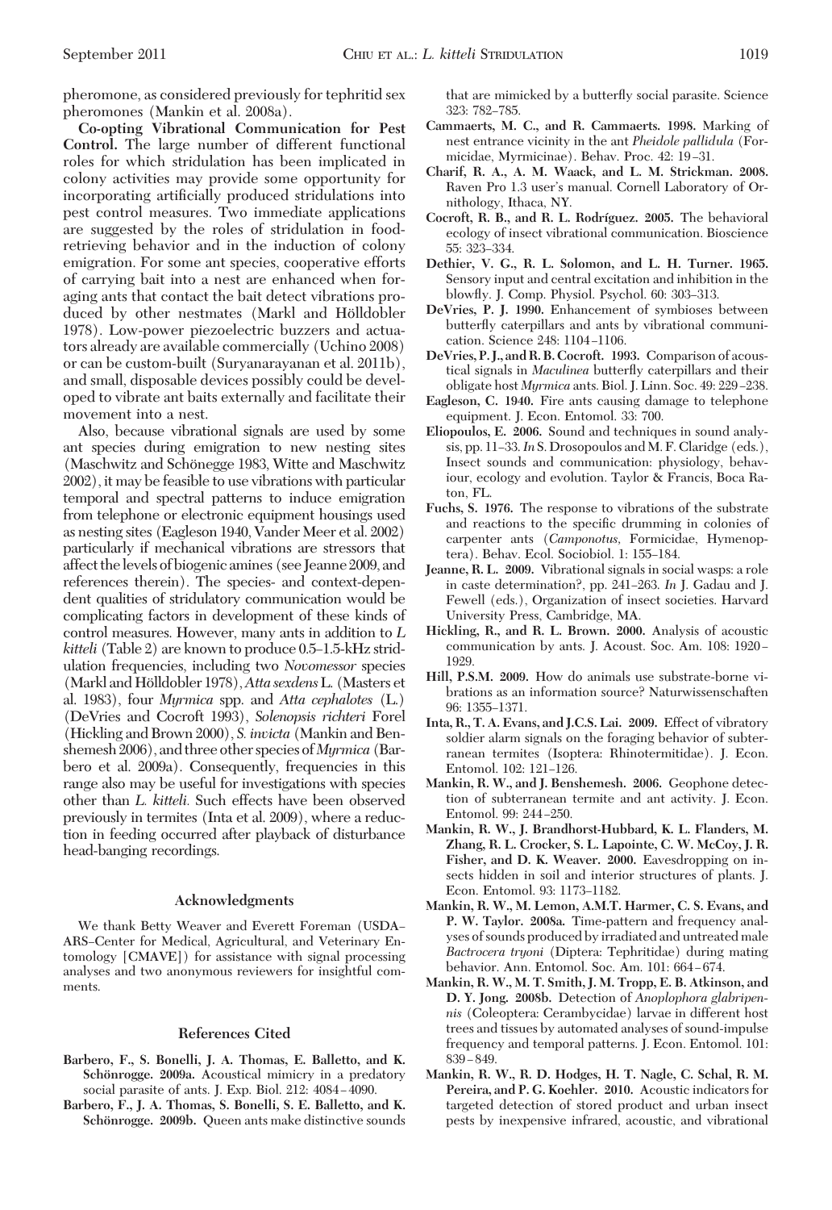pheromone, as considered previously for tephritid sex pheromones (Mankin et al. 2008a).

**Co-opting Vibrational Communication for Pest Control.** The large number of different functional roles for which stridulation has been implicated in colony activities may provide some opportunity for incorporating artificially produced stridulations into pest control measures. Two immediate applications are suggested by the roles of stridulation in food-retrieving behavior and in the induction of colony emigration. For some ant species, cooperative efforts of carrying bait into a nest are enhanced when foraging ants that contact the bait detect vibrations produced by other nestmates (Markl and Hölldobler 1978). Low-power piezoelectric buzzers and actuators already are available commercially (Uchino 2008) or can be custom-built (Suryanarayanan et al. 2011b), and small, disposable devices possibly could be developed to vibrate ant baits externally and facilitate their movement into a nest.

Also, because vibrational signals are used by some ant species during emigration to new nesting sites (Maschwitz and Schönegge 1983, Witte and Maschwitz 2002), it may be feasible to use vibrations with particular temporal and spectral patterns to induce emigration from telephone or electronic equipment housings used as nesting sites (Eagleson 1940, Vander Meer et al. 2002) particularly if mechanical vibrations are stressors that affect the levels of biogenic amines (see Jeanne 2009, and references therein). The species- and context-dependent qualities of stridulatory communication would be complicating factors in development of these kinds of control measures. However, many ants in addition to *L kitteli* (Table 2) are known to produce 0.5–1.5-kHz stridulation frequencies, including two *Novomessor* species (Markl and Hölldobler 1978), *Atta sexdens* L. (Masters et al. 1983), four *Myrmica* spp. and *Atta cephalotes* (L.) (DeVries and Cocroft 1993), *Solenopsis richteri* Forel (Hickling and Brown 2000), *S. invicta* (Mankin and Benshemesh 2006), and three other species of *Myrmica* (Barbero et al. 2009a). Consequently, frequencies in this range also may be useful for investigations with species other than *L. kitteli.* Such effects have been observed previously in termites (Inta et al. 2009), where a reduction in feeding occurred after playback of disturbance head-banging recordings.

## Acknowledgments

We thank Betty Weaver and Everett Foreman (USDA–ARS–Center for Medical, Agricultural, and Veterinary Entomology [CMAVE]) for assistance with signal processing analyses and two anonymous reviewers for insightful comments.

## References Cited

**Barbero, F., S. Bonelli, J. A. Thomas, E. Balletto, and K. Schönrogge. 2009a.** Acoustical mimicry in a predatory social parasite of ants. J. Exp. Biol. 212: 4084–4090.

**Barbero, F., J. A. Thomas, S. Bonelli, S. E. Balletto, and K. Schönrogge. 2009b.** Queen ants make distinctive sounds that are mimicked by a butterfly social parasite. Science 323: 782–785.

**Cammaerts, M. C., and R. Cammaerts. 1998.** Marking of nest entrance vicinity in the ant *Pheidole pallidula* (Formicidae, Myrmicinae). Behav. Proc. 42: 19–31.

**Charif, R. A., A. M. Waack, and L. M. Strickman. 2008.** Raven Pro 1.3 user's manual. Cornell Laboratory of Ornithology, Ithaca, NY.

**Cocroft, R. B., and R. L. Rodríguez. 2005.** The behavioral ecology of insect vibrational communication. Bioscience 55: 323–334.

**Dethier, V. G., R. L. Solomon, and L. H. Turner. 1965.** Sensory input and central excitation and inhibition in the blowfly. J. Comp. Physiol. Psychol. 60: 303–313.

**DeVries, P. J. 1990.** Enhancement of symbioses between butterfly caterpillars and ants by vibrational communication. Science 248: 1104–1106.

**DeVries, P. J., and R. B. Cocroft. 1993.** Comparison of acoustical signals in *Maculinea* butterfly caterpillars and their obligate host *Myrmica* ants. Biol. J. Linn. Soc. 49: 229–238.

**Eagleson, C. 1940.** Fire ants causing damage to telephone equipment. J. Econ. Entomol. 33: 700.

**Eliopoulos, E. 2006.** Sound and techniques in sound analysis, pp. 11–33. *In* S. Drosopoulos and M. F. Claridge (eds.), Insect sounds and communication: physiology, behaviour, ecology and evolution. Taylor & Francis, Boca Raton, FL.

**Fuchs, S. 1976.** The response to vibrations of the substrate and reactions to the specific drumming in colonies of carpenter ants (*Camponotus*, Formicidae, Hymenoptera). Behav. Ecol. Sociobiol. 1: 155–184.

**Jeanne, R. L. 2009.** Vibrational signals in social wasps: a role in caste determination?, pp. 241–263. *In* J. Gadau and J. Fewell (eds.), Organization of insect societies. Harvard University Press, Cambridge, MA.

**Hickling, R., and R. L. Brown. 2000.** Analysis of acoustic communication by ants. J. Acoust. Soc. Am. 108: 1920–1929.

**Hill, P.S.M. 2009.** How do animals use substrate-borne vibrations as an information source? Naturwissenschaften 96: 1355–1371.

**Inta, R., T. A. Evans, and J.C.S. Lai. 2009.** Effect of vibratory soldier alarm signals on the foraging behavior of subterranean termites (Isoptera: Rhinotermitidae). J. Econ. Entomol. 102: 121–126.

**Mankin, R. W., and J. Benshemesh. 2006.** Geophone detection of subterranean termite and ant activity. J. Econ. Entomol. 99: 244–250.

**Mankin, R. W., J. Brandhorst-Hubbard, K. L. Flanders, M. Zhang, R. L. Crocker, S. L. Lapointe, C. W. McCoy, J. R. Fisher, and D. K. Weaver. 2000.** Eavesdropping on insects hidden in soil and interior structures of plants. J. Econ. Entomol. 93: 1173–1182.

**Mankin, R. W., M. Lemon, A.M.T. Harmer, C. S. Evans, and P. W. Taylor. 2008a.** Time-pattern and frequency analyses of sounds produced by irradiated and untreated male *Bactrocera tryoni* (Diptera: Tephritidae) during mating behavior. Ann. Entomol. Soc. Am. 101: 664–674.

**Mankin, R. W., M. T. Smith, J. M. Tropp, E. B. Atkinson, and D. Y. Jong. 2008b.** Detection of *Anoplophora glabripennis* (Coleoptera: Cerambycidae) larvae in different host trees and tissues by automated analyses of sound-impulse frequency and temporal patterns. J. Econ. Entomol. 101: 839–849.

**Mankin, R. W., R. D. Hodges, H. T. Nagle, C. Schal, R. M. Pereira, and P. G. Koehler. 2010.** Acoustic indicators for targeted detection of stored product and urban insect pests by inexpensive infrared, acoustic, and vibrational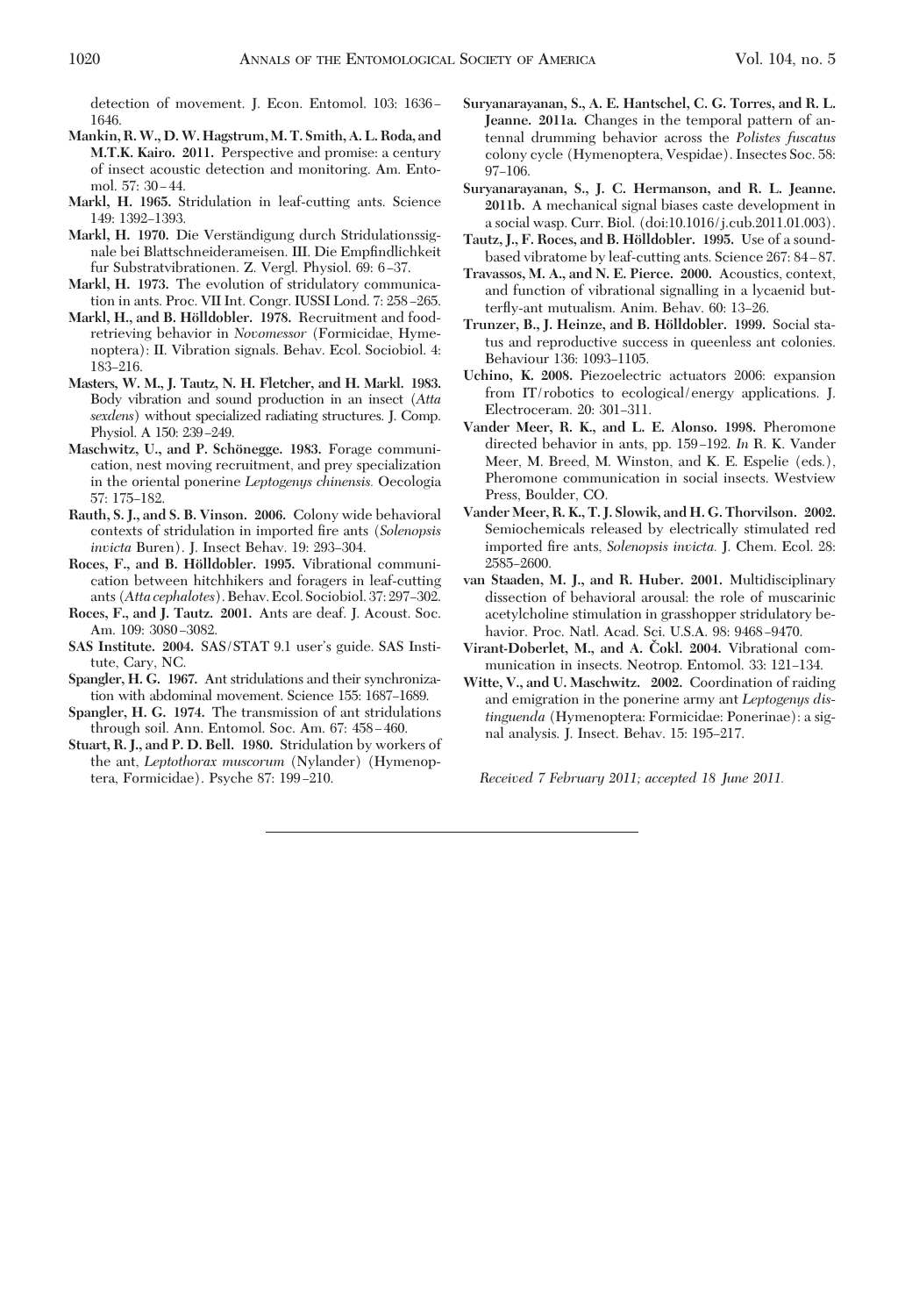detection of movement. J. Econ. Entomol. 103: 1636–1646.

**Mankin, R. W., D. W. Hagstrum, M. T. Smith, A. L. Roda, and M.T.K. Kairo. 2011.** Perspective and promise: a century of insect acoustic detection and monitoring. Am. Entomol. 57: 30–44.

**Markl, H. 1965.** Stridulation in leaf-cutting ants. Science 149: 1392–1393.

**Markl, H. 1970.** Die Verständigung durch Stridulationssignale bei Blattschneiderameisen. III. Die Empfindlichkeit fur Substratvibrationen. Z. Vergl. Physiol. 69: 6–37.

**Markl, H. 1973.** The evolution of stridulatory communication in ants. Proc. VII Int. Congr. IUSSI Lond. 7: 258–265.

**Markl, H., and B. Hölldobler. 1978.** Recruitment and food-retrieving behavior in *Novomessor* (Formicidae, Hymenoptera): II. Vibration signals. Behav. Ecol. Sociobiol. 4: 183–216.

**Masters, W. M., J. Tautz, N. H. Fletcher, and H. Markl. 1983.** Body vibration and sound production in an insect (*Atta sexdens*) without specialized radiating structures. J. Comp. Physiol. A 150: 239–249.

**Maschwitz, U., and P. Schönegge. 1983.** Forage communication, nest moving recruitment, and prey specialization in the oriental ponerine *Leptogenys chinensis.* Oecologia 57: 175–182.

**Rauth, S. J., and S. B. Vinson. 2006.** Colony wide behavioral contexts of stridulation in imported fire ants (*Solenopsis invicta* Buren). J. Insect Behav. 19: 293–304.

**Roces, F., and B. Hölldobler. 1995.** Vibrational communication between hitchhikers and foragers in leaf-cutting ants (*Atta cephalotes*). Behav. Ecol. Sociobiol. 37: 297–302.

**Roces, F., and J. Tautz. 2001.** Ants are deaf. J. Acoust. Soc. Am. 109: 3080–3082.

**SAS Institute. 2004.** SAS/STAT 9.1 user's guide. SAS Institute, Cary, NC.

**Spangler, H. G. 1967.** Ant stridulations and their synchronization with abdominal movement. Science 155: 1687–1689.

**Spangler, H. G. 1974.** The transmission of ant stridulations through soil. Ann. Entomol. Soc. Am. 67: 458–460.

**Stuart, R. J., and P. D. Bell. 1980.** Stridulation by workers of the ant, *Leptothorax muscorum* (Nylander) (Hymenoptera, Formicidae). Psyche 87: 199–210.

**Suryanarayanan, S., A. E. Hantschel, C. G. Torres, and R. L. Jeanne. 2011a.** Changes in the temporal pattern of antennal drumming behavior across the *Polistes fuscatus* colony cycle (Hymenoptera, Vespidae). Insectes Soc. 58: 97–106.

**Suryanarayanan, S., J. C. Hermanson, and R. L. Jeanne. 2011b.** A mechanical signal biases caste development in a social wasp. Curr. Biol. (doi:10.1016/j.cub.2011.01.003).

**Tautz, J., F. Roces, and B. Hölldobler. 1995.** Use of a sound-based vibratome by leaf-cutting ants. Science 267: 84–87.

**Travassos, M. A., and N. E. Pierce. 2000.** Acoustics, context, and function of vibrational signalling in a lycaenid butterfly-ant mutualism. Anim. Behav. 60: 13–26.

**Trunzer, B., J. Heinze, and B. Hölldobler. 1999.** Social status and reproductive success in queenless ant colonies. Behaviour 136: 1093–1105.

**Uchino, K. 2008.** Piezoelectric actuators 2006: expansion from IT/robotics to ecological/energy applications. J. Electroceram. 20: 301–311.

**Vander Meer, R. K., and L. E. Alonso. 1998.** Pheromone directed behavior in ants, pp. 159–192. *In* R. K. Vander Meer, M. Breed, M. Winston, and K. E. Espelie (eds.), Pheromone communication in social insects. Westview Press, Boulder, CO.

**Vander Meer, R. K., T. J. Slowik, and H. G. Thorvilson. 2002.** Semiochemicals released by electrically stimulated red imported fire ants, *Solenopsis invicta.* J. Chem. Ecol. 28: 2585–2600.

**van Staaden, M. J., and R. Huber. 2001.** Multidisciplinary dissection of behavioral arousal: the role of muscarinic acetylcholine stimulation in grasshopper stridulatory behavior. Proc. Natl. Acad. Sci. U.S.A. 98: 9468–9470.

**Virant-Doberlet, M., and A. Čokl. 2004.** Vibrational communication in insects. Neotrop. Entomol. 33: 121–134.

**Witte, V., and U. Maschwitz. 2002.** Coordination of raiding and emigration in the ponerine army ant *Leptogenys distinguenda* (Hymenoptera: Formicidae: Ponerinae): a signal analysis. J. Insect. Behav. 15: 195–217.

*Received 7 February 2011; accepted 18 June 2011.*